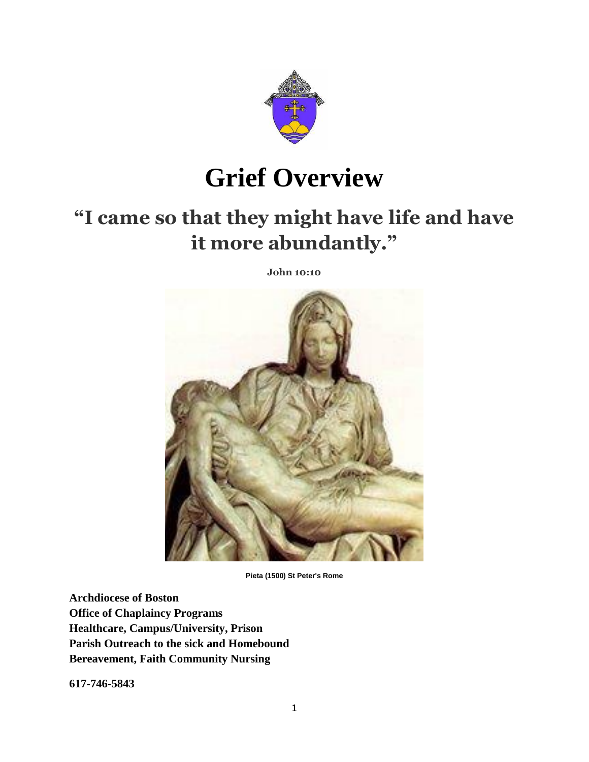# Grief Overview

## "I came so that they might have life and have it more abundantly."

**John 10:10**

**Pieta (1500) St Peter's Rome**

**Archdiocese of Boston**
**Office of Chaplaincy Programs**
**Healthcare, Campus/University, Prison**
**Parish Outreach to the sick and Homebound**
**Bereavement, Faith Community Nursing**

**617-746-5843**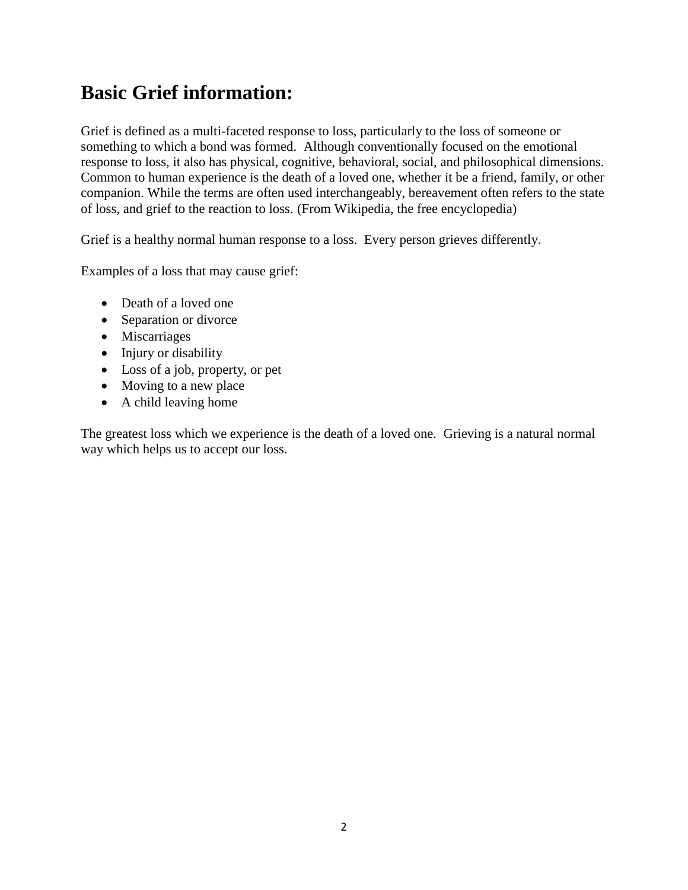# Basic Grief information:

Grief is defined as a multi-faceted response to loss, particularly to the loss of someone or something to which a bond was formed. Although conventionally focused on the emotional response to loss, it also has physical, cognitive, behavioral, social, and philosophical dimensions. Common to human experience is the death of a loved one, whether it be a friend, family, or other companion. While the terms are often used interchangeably, bereavement often refers to the state of loss, and grief to the reaction to loss. (From Wikipedia, the free encyclopedia)

Grief is a healthy normal human response to a loss. Every person grieves differently.

Examples of a loss that may cause grief:

- Death of a loved one
- Separation or divorce
- Miscarriages
- Injury or disability
- Loss of a job, property, or pet
- Moving to a new place
- A child leaving home

The greatest loss which we experience is the death of a loved one. Grieving is a natural normal way which helps us to accept our loss.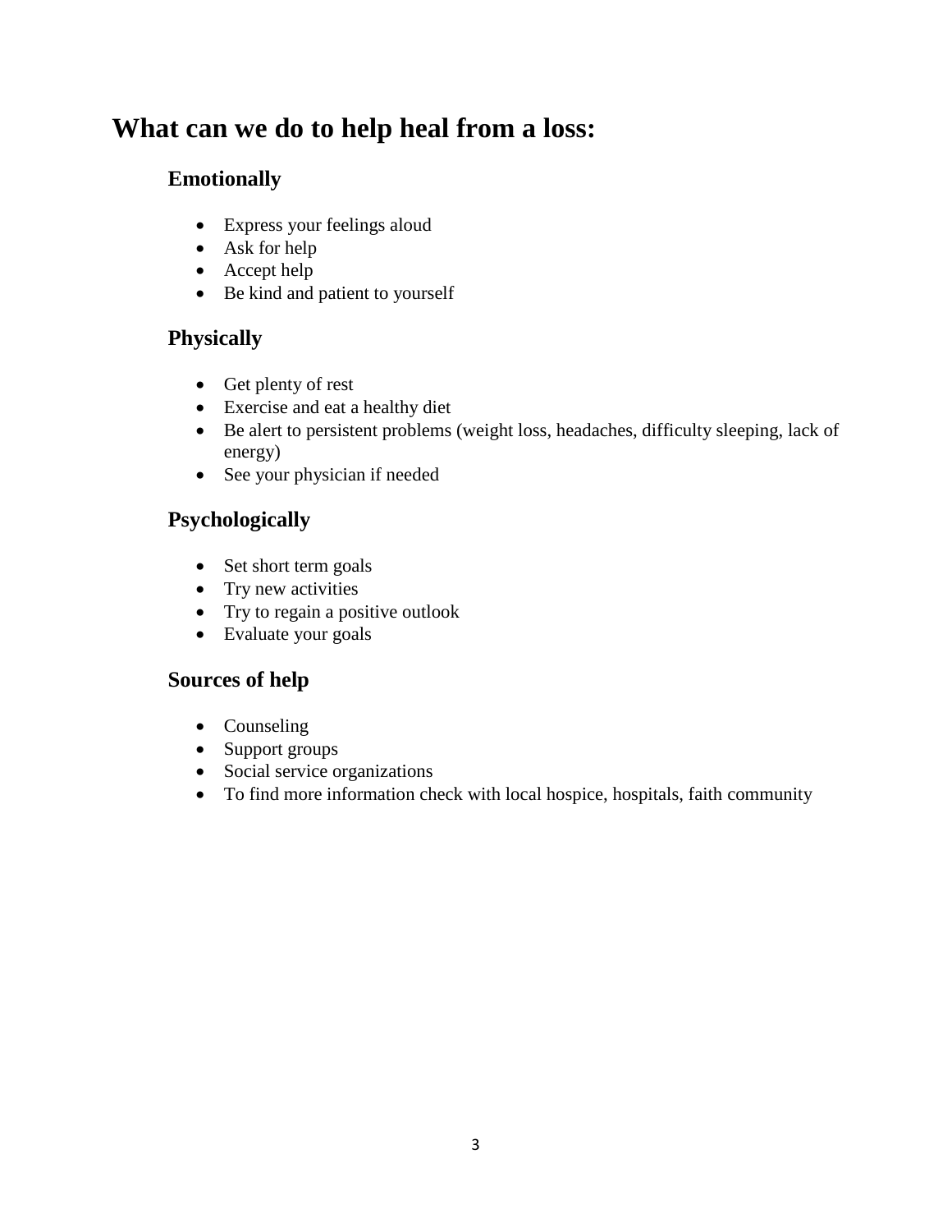# What can we do to help heal from a loss:

## Emotionally

- Express your feelings aloud
- Ask for help
- Accept help
- Be kind and patient to yourself

## Physically

- Get plenty of rest
- Exercise and eat a healthy diet
- Be alert to persistent problems (weight loss, headaches, difficulty sleeping, lack of energy)
- See your physician if needed

## Psychologically

- Set short term goals
- Try new activities
- Try to regain a positive outlook
- Evaluate your goals

## Sources of help

- Counseling
- Support groups
- Social service organizations
- To find more information check with local hospice, hospitals, faith community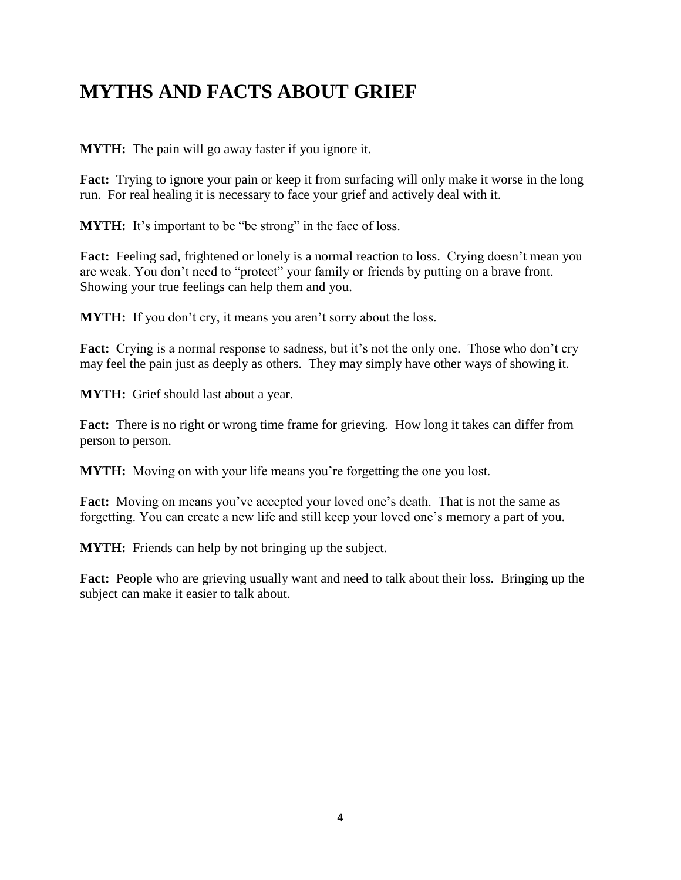# MYTHS AND FACTS ABOUT GRIEF

**MYTH:** The pain will go away faster if you ignore it.

**Fact:** Trying to ignore your pain or keep it from surfacing will only make it worse in the long run. For real healing it is necessary to face your grief and actively deal with it.

**MYTH:** It's important to be "be strong" in the face of loss.

**Fact:** Feeling sad, frightened or lonely is a normal reaction to loss. Crying doesn't mean you are weak. You don't need to "protect" your family or friends by putting on a brave front. Showing your true feelings can help them and you.

**MYTH:** If you don't cry, it means you aren't sorry about the loss.

**Fact:** Crying is a normal response to sadness, but it's not the only one. Those who don't cry may feel the pain just as deeply as others. They may simply have other ways of showing it.

**MYTH:** Grief should last about a year.

**Fact:** There is no right or wrong time frame for grieving. How long it takes can differ from person to person.

**MYTH:** Moving on with your life means you're forgetting the one you lost.

**Fact:** Moving on means you've accepted your loved one's death. That is not the same as forgetting. You can create a new life and still keep your loved one's memory a part of you.

**MYTH:** Friends can help by not bringing up the subject.

**Fact:** People who are grieving usually want and need to talk about their loss. Bringing up the subject can make it easier to talk about.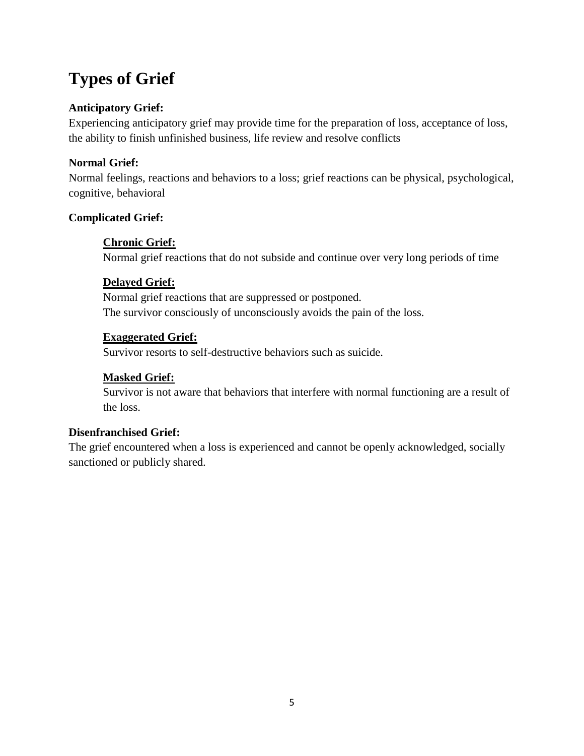# Types of Grief

**Anticipatory Grief:**
Experiencing anticipatory grief may provide time for the preparation of loss, acceptance of loss, the ability to finish unfinished business, life review and resolve conflicts

**Normal Grief:**
Normal feelings, reactions and behaviors to a loss; grief reactions can be physical, psychological, cognitive, behavioral

**Complicated Grief:**

**Chronic Grief:**
Normal grief reactions that do not subside and continue over very long periods of time

**Delayed Grief:**
Normal grief reactions that are suppressed or postponed.
The survivor consciously of unconsciously avoids the pain of the loss.

**Exaggerated Grief:**
Survivor resorts to self-destructive behaviors such as suicide.

**Masked Grief:**
Survivor is not aware that behaviors that interfere with normal functioning are a result of the loss.

**Disenfranchised Grief:**
The grief encountered when a loss is experienced and cannot be openly acknowledged, socially sanctioned or publicly shared.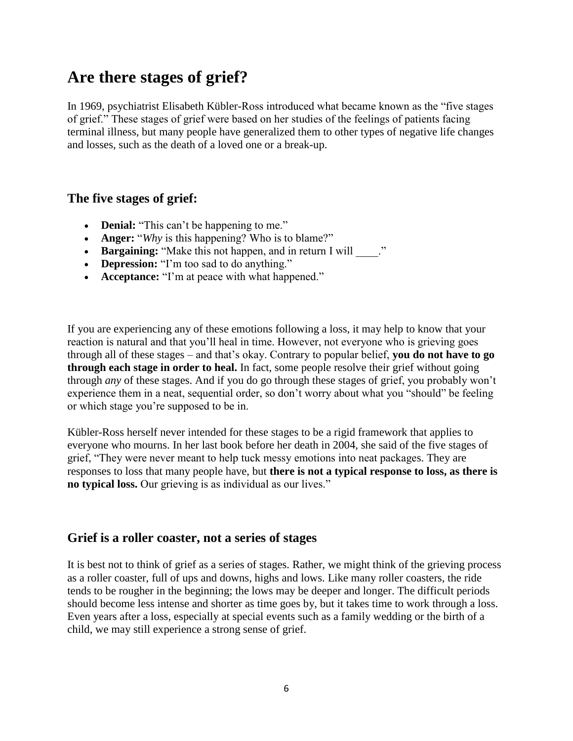# Are there stages of grief?

In 1969, psychiatrist Elisabeth Kübler-Ross introduced what became known as the "five stages of grief." These stages of grief were based on her studies of the feelings of patients facing terminal illness, but many people have generalized them to other types of negative life changes and losses, such as the death of a loved one or a break-up.

## The five stages of grief:

- **Denial:** "This can't be happening to me."
- **Anger:** "*Why* is this happening? Who is to blame?"
- **Bargaining:** "Make this not happen, and in return I will ____."
- **Depression:** "I'm too sad to do anything."
- **Acceptance:** "I'm at peace with what happened."

If you are experiencing any of these emotions following a loss, it may help to know that your reaction is natural and that you'll heal in time. However, not everyone who is grieving goes through all of these stages – and that's okay. Contrary to popular belief, **you do not have to go through each stage in order to heal.** In fact, some people resolve their grief without going through *any* of these stages. And if you do go through these stages of grief, you probably won't experience them in a neat, sequential order, so don't worry about what you "should" be feeling or which stage you're supposed to be in.

Kübler-Ross herself never intended for these stages to be a rigid framework that applies to everyone who mourns. In her last book before her death in 2004, she said of the five stages of grief, "They were never meant to help tuck messy emotions into neat packages. They are responses to loss that many people have, but **there is not a typical response to loss, as there is no typical loss.** Our grieving is as individual as our lives."

## Grief is a roller coaster, not a series of stages

It is best not to think of grief as a series of stages. Rather, we might think of the grieving process as a roller coaster, full of ups and downs, highs and lows. Like many roller coasters, the ride tends to be rougher in the beginning; the lows may be deeper and longer. The difficult periods should become less intense and shorter as time goes by, but it takes time to work through a loss. Even years after a loss, especially at special events such as a family wedding or the birth of a child, we may still experience a strong sense of grief.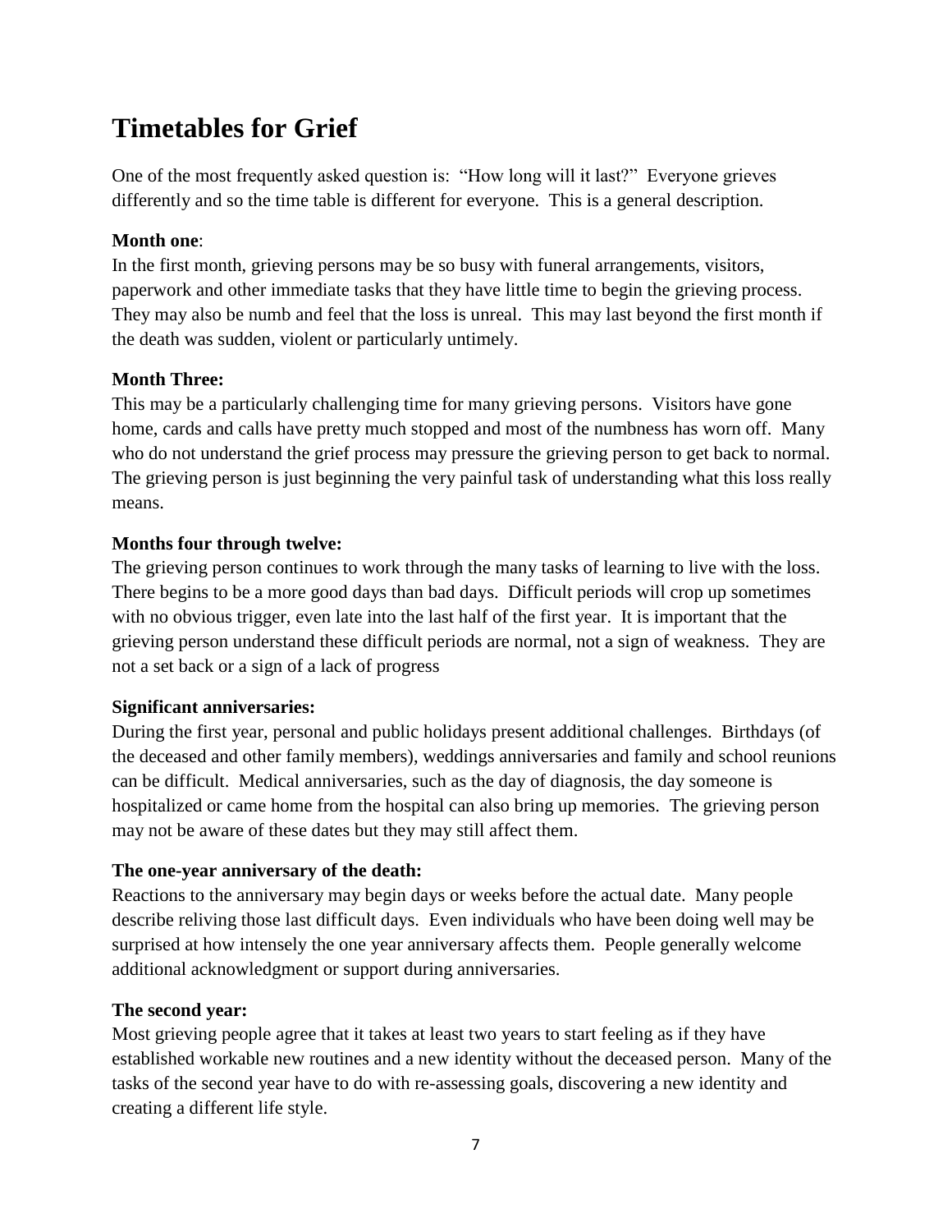# Timetables for Grief

One of the most frequently asked question is: "How long will it last?" Everyone grieves differently and so the time table is different for everyone. This is a general description.

**Month one**:
In the first month, grieving persons may be so busy with funeral arrangements, visitors, paperwork and other immediate tasks that they have little time to begin the grieving process. They may also be numb and feel that the loss is unreal. This may last beyond the first month if the death was sudden, violent or particularly untimely.

**Month Three:**
This may be a particularly challenging time for many grieving persons. Visitors have gone home, cards and calls have pretty much stopped and most of the numbness has worn off. Many who do not understand the grief process may pressure the grieving person to get back to normal. The grieving person is just beginning the very painful task of understanding what this loss really means.

**Months four through twelve:**
The grieving person continues to work through the many tasks of learning to live with the loss. There begins to be a more good days than bad days. Difficult periods will crop up sometimes with no obvious trigger, even late into the last half of the first year. It is important that the grieving person understand these difficult periods are normal, not a sign of weakness. They are not a set back or a sign of a lack of progress

**Significant anniversaries:**
During the first year, personal and public holidays present additional challenges. Birthdays (of the deceased and other family members), weddings anniversaries and family and school reunions can be difficult. Medical anniversaries, such as the day of diagnosis, the day someone is hospitalized or came home from the hospital can also bring up memories. The grieving person may not be aware of these dates but they may still affect them.

**The one-year anniversary of the death:**
Reactions to the anniversary may begin days or weeks before the actual date. Many people describe reliving those last difficult days. Even individuals who have been doing well may be surprised at how intensely the one year anniversary affects them. People generally welcome additional acknowledgment or support during anniversaries.

**The second year:**
Most grieving people agree that it takes at least two years to start feeling as if they have established workable new routines and a new identity without the deceased person. Many of the tasks of the second year have to do with re-assessing goals, discovering a new identity and creating a different life style.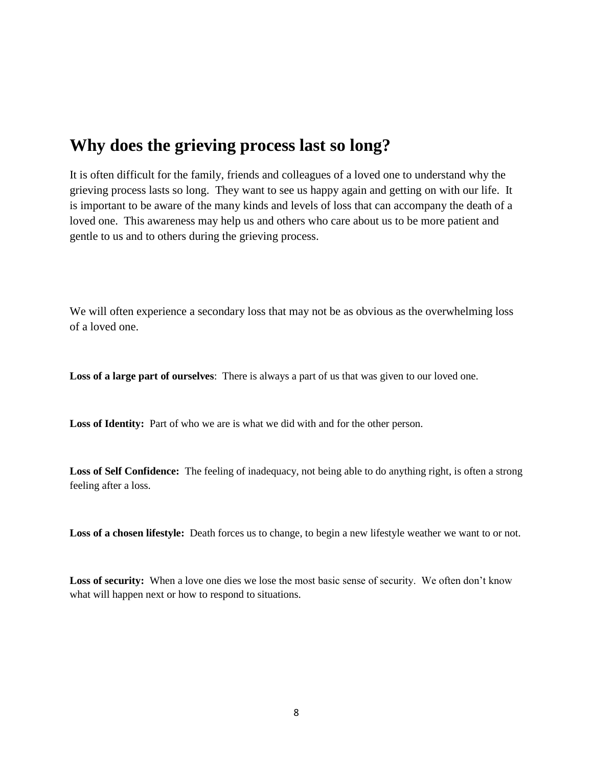## Why does the grieving process last so long?

It is often difficult for the family, friends and colleagues of a loved one to understand why the grieving process lasts so long. They want to see us happy again and getting on with our life. It is important to be aware of the many kinds and levels of loss that can accompany the death of a loved one. This awareness may help us and others who care about us to be more patient and gentle to us and to others during the grieving process.

We will often experience a secondary loss that may not be as obvious as the overwhelming loss of a loved one.

**Loss of a large part of ourselves**: There is always a part of us that was given to our loved one.

**Loss of Identity:** Part of who we are is what we did with and for the other person.

**Loss of Self Confidence:** The feeling of inadequacy, not being able to do anything right, is often a strong feeling after a loss.

**Loss of a chosen lifestyle:** Death forces us to change, to begin a new lifestyle weather we want to or not.

**Loss of security:** When a love one dies we lose the most basic sense of security. We often don't know what will happen next or how to respond to situations.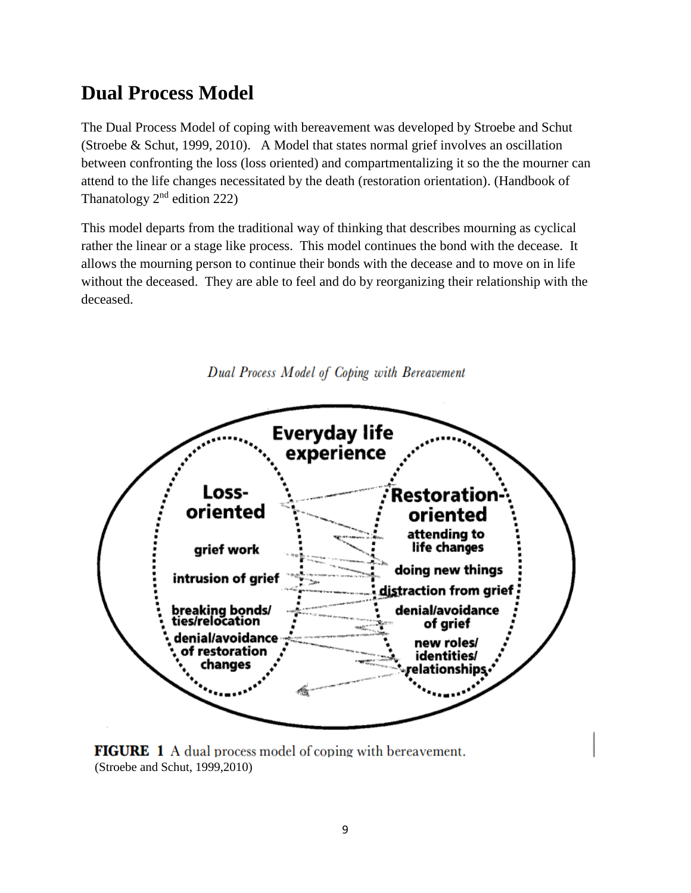# Dual Process Model

The Dual Process Model of coping with bereavement was developed by Stroebe and Schut (Stroebe & Schut, 1999, 2010). A Model that states normal grief involves an oscillation between confronting the loss (loss oriented) and compartmentalizing it so the the mourner can attend to the life changes necessitated by the death (restoration orientation). (Handbook of Thanatology 2nd edition 222)

This model departs from the traditional way of thinking that describes mourning as cyclical rather the linear or a stage like process. This model continues the bond with the decease. It allows the mourning person to continue their bonds with the decease and to move on in life without the deceased. They are able to feel and do by reorganizing their relationship with the deceased.

*Dual Process Model of Coping with Bereavement*

**Everyday life experience**

**Loss-oriented**
- grief work
- intrusion of grief
- breaking bonds/ ties/relocation
- denial/avoidance of restoration changes

**Restoration-oriented**
- attending to life changes
- doing new things
- distraction from grief
- denial/avoidance of grief
- new roles/ identities/ relationships

**FIGURE 1** A dual process model of coping with bereavement.
(Stroebe and Schut, 1999,2010)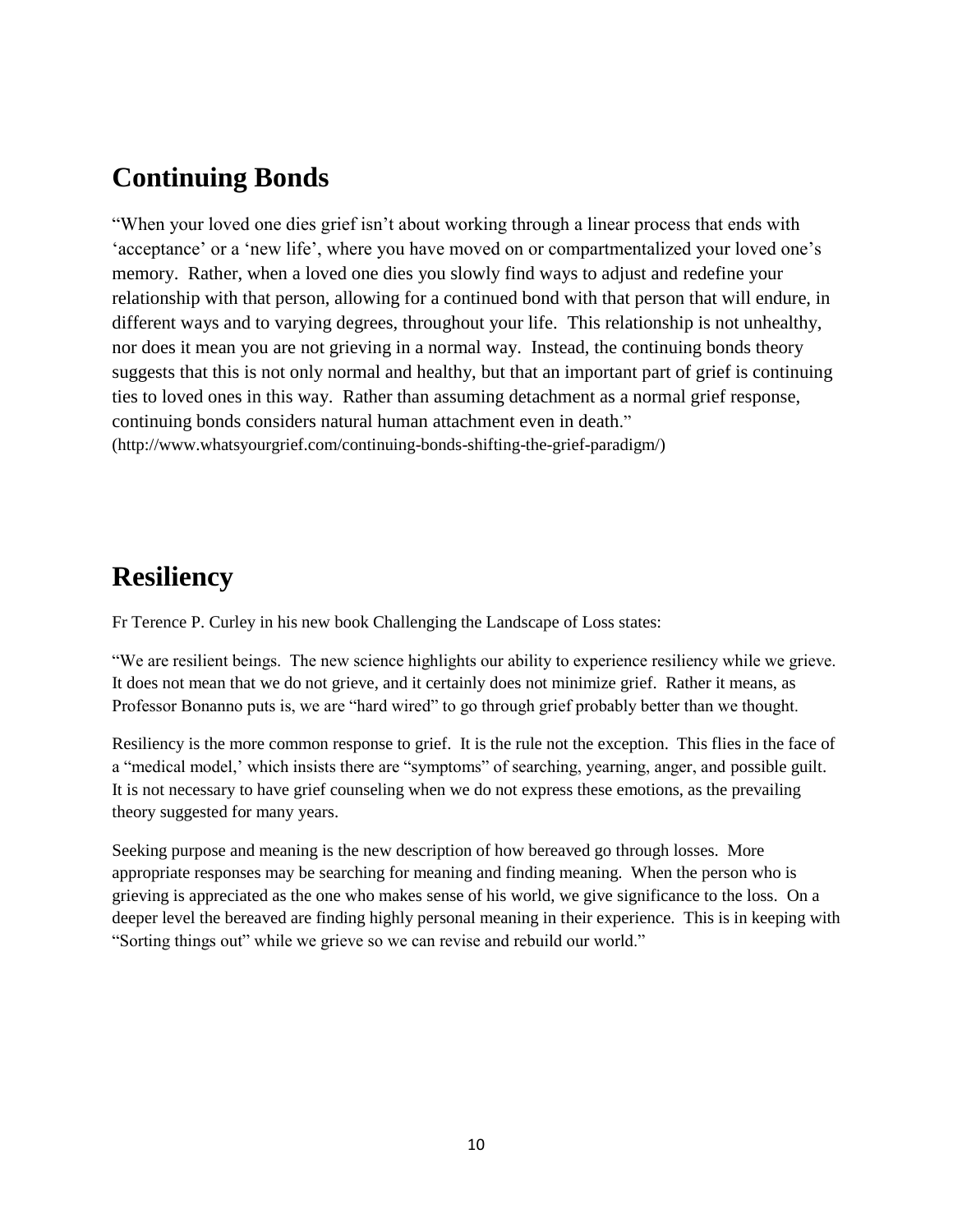## Continuing Bonds

"When your loved one dies grief isn't about working through a linear process that ends with 'acceptance' or a 'new life', where you have moved on or compartmentalized your loved one's memory. Rather, when a loved one dies you slowly find ways to adjust and redefine your relationship with that person, allowing for a continued bond with that person that will endure, in different ways and to varying degrees, throughout your life. This relationship is not unhealthy, nor does it mean you are not grieving in a normal way. Instead, the continuing bonds theory suggests that this is not only normal and healthy, but that an important part of grief is continuing ties to loved ones in this way. Rather than assuming detachment as a normal grief response, continuing bonds considers natural human attachment even in death."
(http://www.whatsyourgrief.com/continuing-bonds-shifting-the-grief-paradigm/)

## Resiliency

Fr Terence P. Curley in his new book Challenging the Landscape of Loss states:

"We are resilient beings. The new science highlights our ability to experience resiliency while we grieve. It does not mean that we do not grieve, and it certainly does not minimize grief. Rather it means, as Professor Bonanno puts is, we are "hard wired" to go through grief probably better than we thought.

Resiliency is the more common response to grief. It is the rule not the exception. This flies in the face of a "medical model,' which insists there are "symptoms" of searching, yearning, anger, and possible guilt. It is not necessary to have grief counseling when we do not express these emotions, as the prevailing theory suggested for many years.

Seeking purpose and meaning is the new description of how bereaved go through losses. More appropriate responses may be searching for meaning and finding meaning. When the person who is grieving is appreciated as the one who makes sense of his world, we give significance to the loss. On a deeper level the bereaved are finding highly personal meaning in their experience. This is in keeping with "Sorting things out" while we grieve so we can revise and rebuild our world."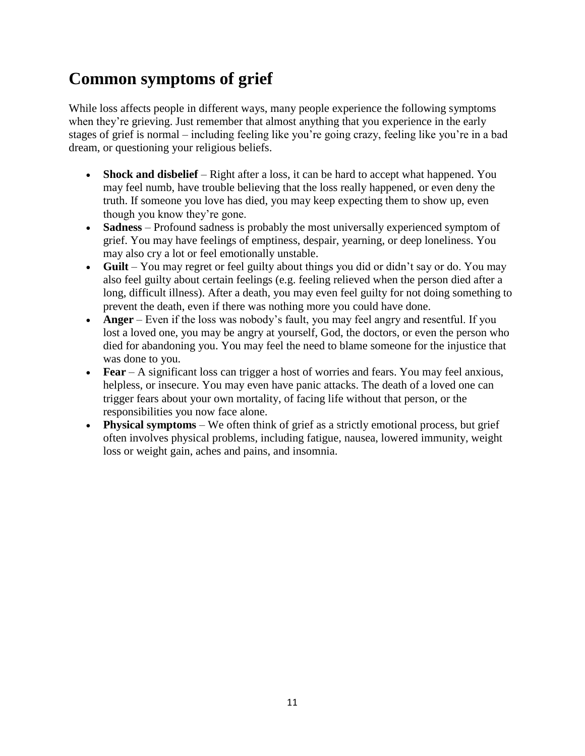## Common symptoms of grief

While loss affects people in different ways, many people experience the following symptoms when they're grieving. Just remember that almost anything that you experience in the early stages of grief is normal – including feeling like you're going crazy, feeling like you're in a bad dream, or questioning your religious beliefs.

- **Shock and disbelief** – Right after a loss, it can be hard to accept what happened. You may feel numb, have trouble believing that the loss really happened, or even deny the truth. If someone you love has died, you may keep expecting them to show up, even though you know they're gone.
- **Sadness** – Profound sadness is probably the most universally experienced symptom of grief. You may have feelings of emptiness, despair, yearning, or deep loneliness. You may also cry a lot or feel emotionally unstable.
- **Guilt** – You may regret or feel guilty about things you did or didn't say or do. You may also feel guilty about certain feelings (e.g. feeling relieved when the person died after a long, difficult illness). After a death, you may even feel guilty for not doing something to prevent the death, even if there was nothing more you could have done.
- **Anger** – Even if the loss was nobody's fault, you may feel angry and resentful. If you lost a loved one, you may be angry at yourself, God, the doctors, or even the person who died for abandoning you. You may feel the need to blame someone for the injustice that was done to you.
- **Fear** – A significant loss can trigger a host of worries and fears. You may feel anxious, helpless, or insecure. You may even have panic attacks. The death of a loved one can trigger fears about your own mortality, of facing life without that person, or the responsibilities you now face alone.
- **Physical symptoms** – We often think of grief as a strictly emotional process, but grief often involves physical problems, including fatigue, nausea, lowered immunity, weight loss or weight gain, aches and pains, and insomnia.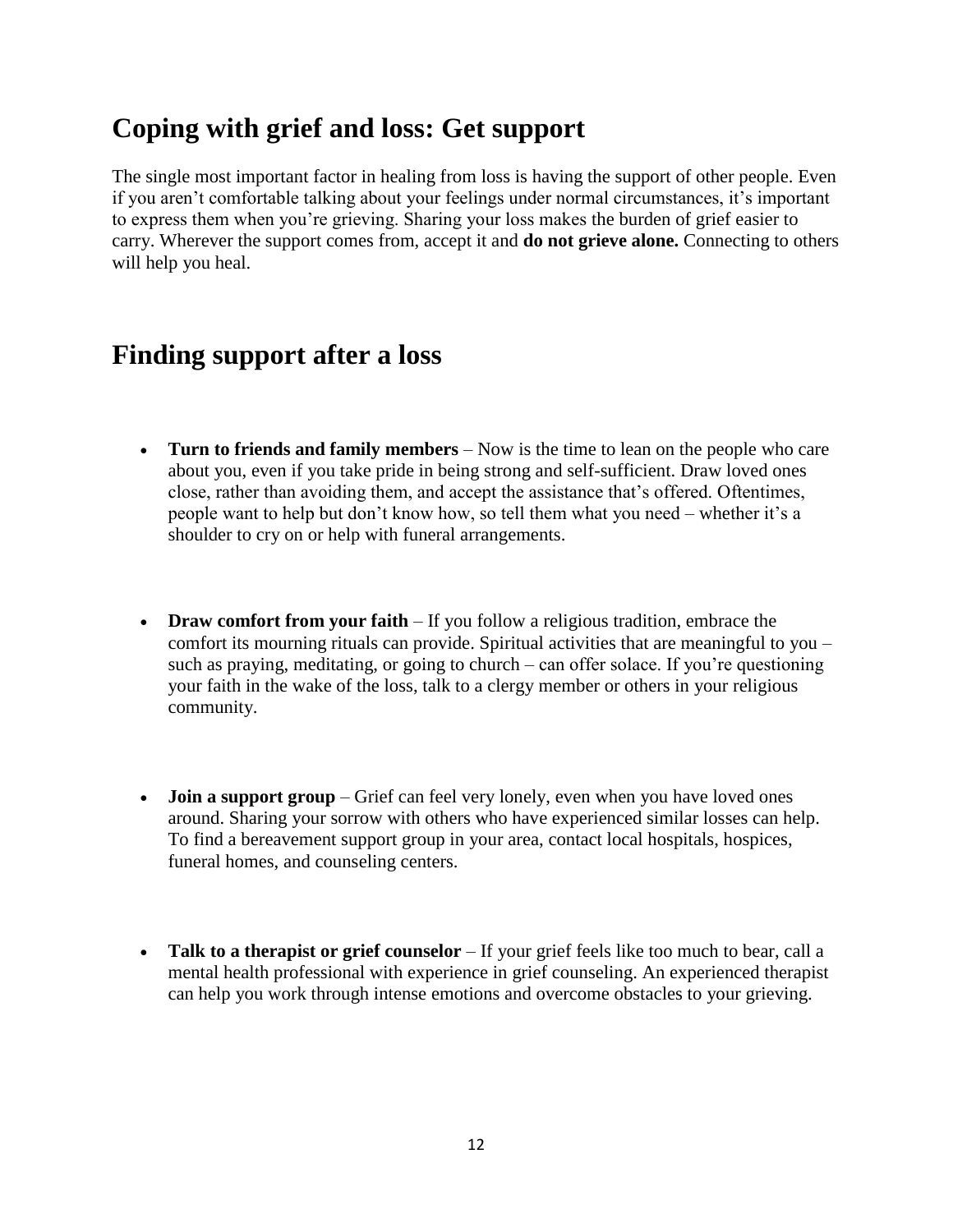## Coping with grief and loss: Get support

The single most important factor in healing from loss is having the support of other people. Even if you aren't comfortable talking about your feelings under normal circumstances, it's important to express them when you're grieving. Sharing your loss makes the burden of grief easier to carry. Wherever the support comes from, accept it and **do not grieve alone.** Connecting to others will help you heal.

## Finding support after a loss

- **Turn to friends and family members** – Now is the time to lean on the people who care about you, even if you take pride in being strong and self-sufficient. Draw loved ones close, rather than avoiding them, and accept the assistance that's offered. Oftentimes, people want to help but don't know how, so tell them what you need – whether it's a shoulder to cry on or help with funeral arrangements.

- **Draw comfort from your faith** – If you follow a religious tradition, embrace the comfort its mourning rituals can provide. Spiritual activities that are meaningful to you – such as praying, meditating, or going to church – can offer solace. If you're questioning your faith in the wake of the loss, talk to a clergy member or others in your religious community.

- **Join a support group** – Grief can feel very lonely, even when you have loved ones around. Sharing your sorrow with others who have experienced similar losses can help. To find a bereavement support group in your area, contact local hospitals, hospices, funeral homes, and counseling centers.

- **Talk to a therapist or grief counselor** – If your grief feels like too much to bear, call a mental health professional with experience in grief counseling. An experienced therapist can help you work through intense emotions and overcome obstacles to your grieving.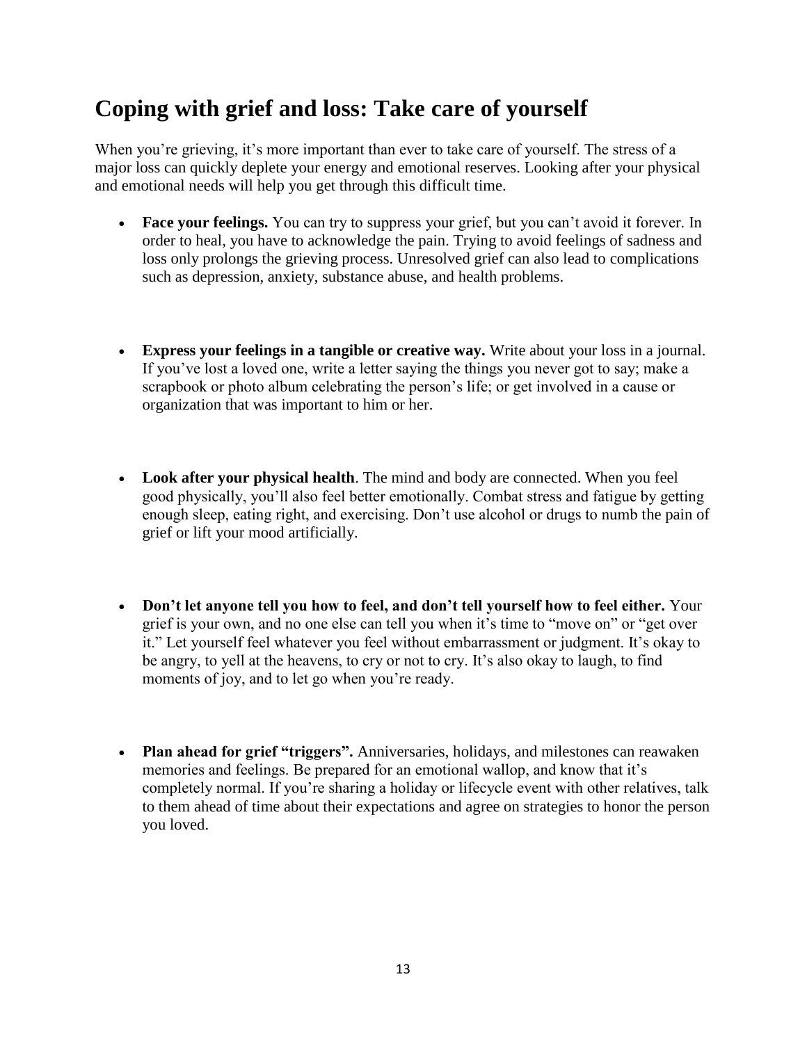## Coping with grief and loss: Take care of yourself

When you're grieving, it's more important than ever to take care of yourself. The stress of a major loss can quickly deplete your energy and emotional reserves. Looking after your physical and emotional needs will help you get through this difficult time.

- **Face your feelings.** You can try to suppress your grief, but you can't avoid it forever. In order to heal, you have to acknowledge the pain. Trying to avoid feelings of sadness and loss only prolongs the grieving process. Unresolved grief can also lead to complications such as depression, anxiety, substance abuse, and health problems.

- **Express your feelings in a tangible or creative way.** Write about your loss in a journal. If you've lost a loved one, write a letter saying the things you never got to say; make a scrapbook or photo album celebrating the person's life; or get involved in a cause or organization that was important to him or her.

- **Look after your physical health**. The mind and body are connected. When you feel good physically, you'll also feel better emotionally. Combat stress and fatigue by getting enough sleep, eating right, and exercising. Don't use alcohol or drugs to numb the pain of grief or lift your mood artificially.

- **Don't let anyone tell you how to feel, and don't tell yourself how to feel either.** Your grief is your own, and no one else can tell you when it's time to "move on" or "get over it." Let yourself feel whatever you feel without embarrassment or judgment. It's okay to be angry, to yell at the heavens, to cry or not to cry. It's also okay to laugh, to find moments of joy, and to let go when you're ready.

- **Plan ahead for grief "triggers".** Anniversaries, holidays, and milestones can reawaken memories and feelings. Be prepared for an emotional wallop, and know that it's completely normal. If you're sharing a holiday or lifecycle event with other relatives, talk to them ahead of time about their expectations and agree on strategies to honor the person you loved.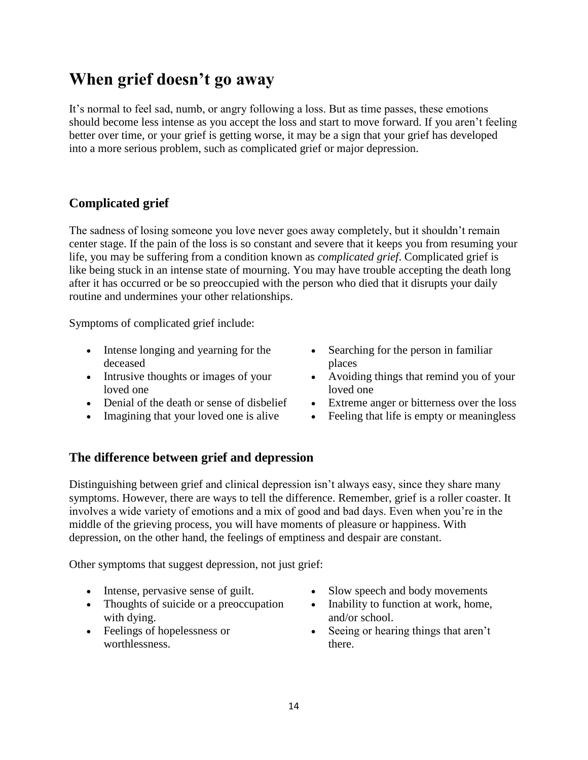# When grief doesn't go away

It's normal to feel sad, numb, or angry following a loss. But as time passes, these emotions should become less intense as you accept the loss and start to move forward. If you aren't feeling better over time, or your grief is getting worse, it may be a sign that your grief has developed into a more serious problem, such as complicated grief or major depression.

## Complicated grief

The sadness of losing someone you love never goes away completely, but it shouldn't remain center stage. If the pain of the loss is so constant and severe that it keeps you from resuming your life, you may be suffering from a condition known as *complicated grief*. Complicated grief is like being stuck in an intense state of mourning. You may have trouble accepting the death long after it has occurred or be so preoccupied with the person who died that it disrupts your daily routine and undermines your other relationships.

Symptoms of complicated grief include:

- Intense longing and yearning for the deceased
- Intrusive thoughts or images of your loved one
- Denial of the death or sense of disbelief
- Imagining that your loved one is alive
- Searching for the person in familiar places
- Avoiding things that remind you of your loved one
- Extreme anger or bitterness over the loss
- Feeling that life is empty or meaningless

## The difference between grief and depression

Distinguishing between grief and clinical depression isn't always easy, since they share many symptoms. However, there are ways to tell the difference. Remember, grief is a roller coaster. It involves a wide variety of emotions and a mix of good and bad days. Even when you're in the middle of the grieving process, you will have moments of pleasure or happiness. With depression, on the other hand, the feelings of emptiness and despair are constant.

Other symptoms that suggest depression, not just grief:

- Intense, pervasive sense of guilt.
- Thoughts of suicide or a preoccupation with dying.
- Feelings of hopelessness or worthlessness.
- Slow speech and body movements
- Inability to function at work, home, and/or school.
- Seeing or hearing things that aren't there.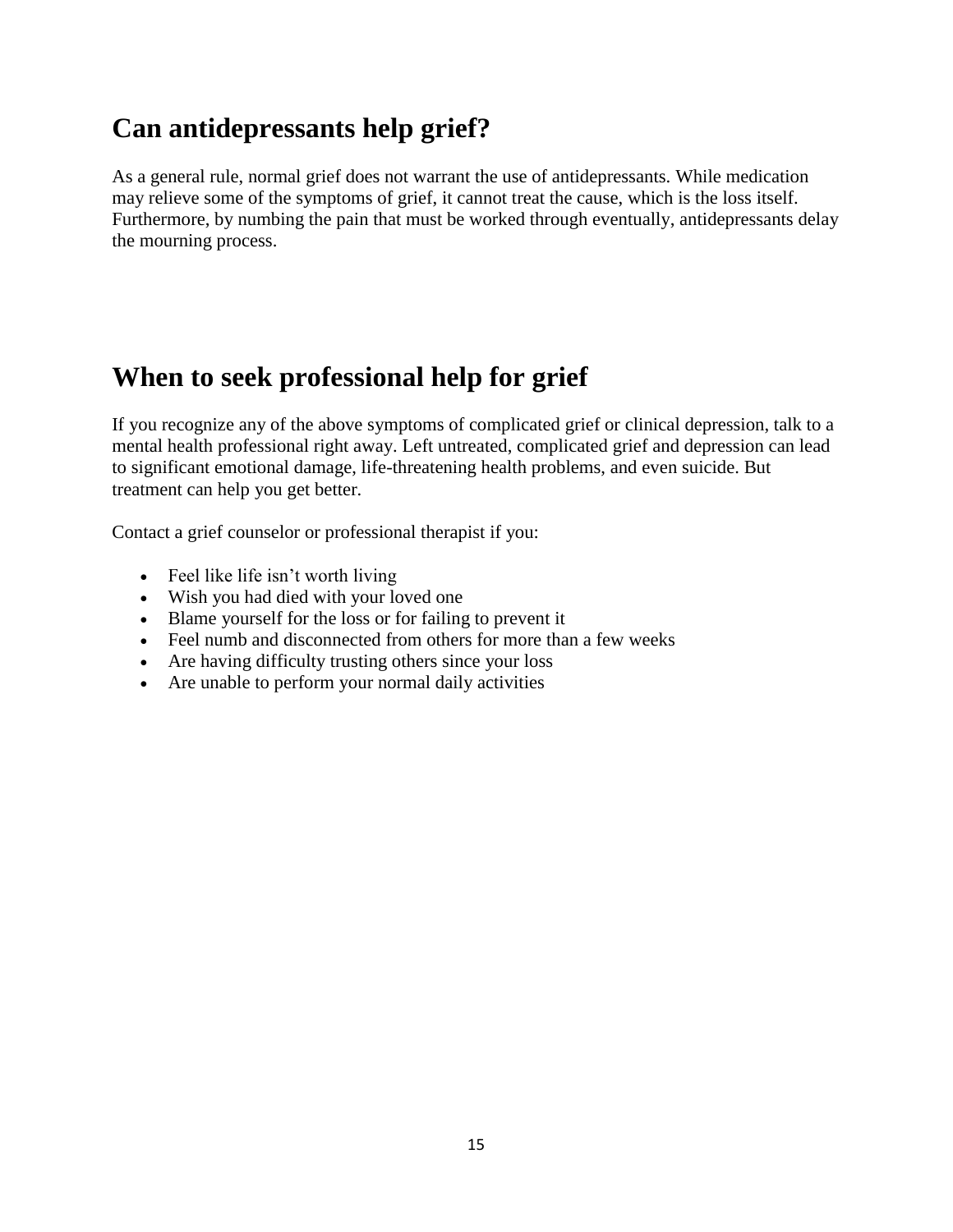## Can antidepressants help grief?

As a general rule, normal grief does not warrant the use of antidepressants. While medication may relieve some of the symptoms of grief, it cannot treat the cause, which is the loss itself. Furthermore, by numbing the pain that must be worked through eventually, antidepressants delay the mourning process.

## When to seek professional help for grief

If you recognize any of the above symptoms of complicated grief or clinical depression, talk to a mental health professional right away. Left untreated, complicated grief and depression can lead to significant emotional damage, life-threatening health problems, and even suicide. But treatment can help you get better.

Contact a grief counselor or professional therapist if you:

- Feel like life isn't worth living
- Wish you had died with your loved one
- Blame yourself for the loss or for failing to prevent it
- Feel numb and disconnected from others for more than a few weeks
- Are having difficulty trusting others since your loss
- Are unable to perform your normal daily activities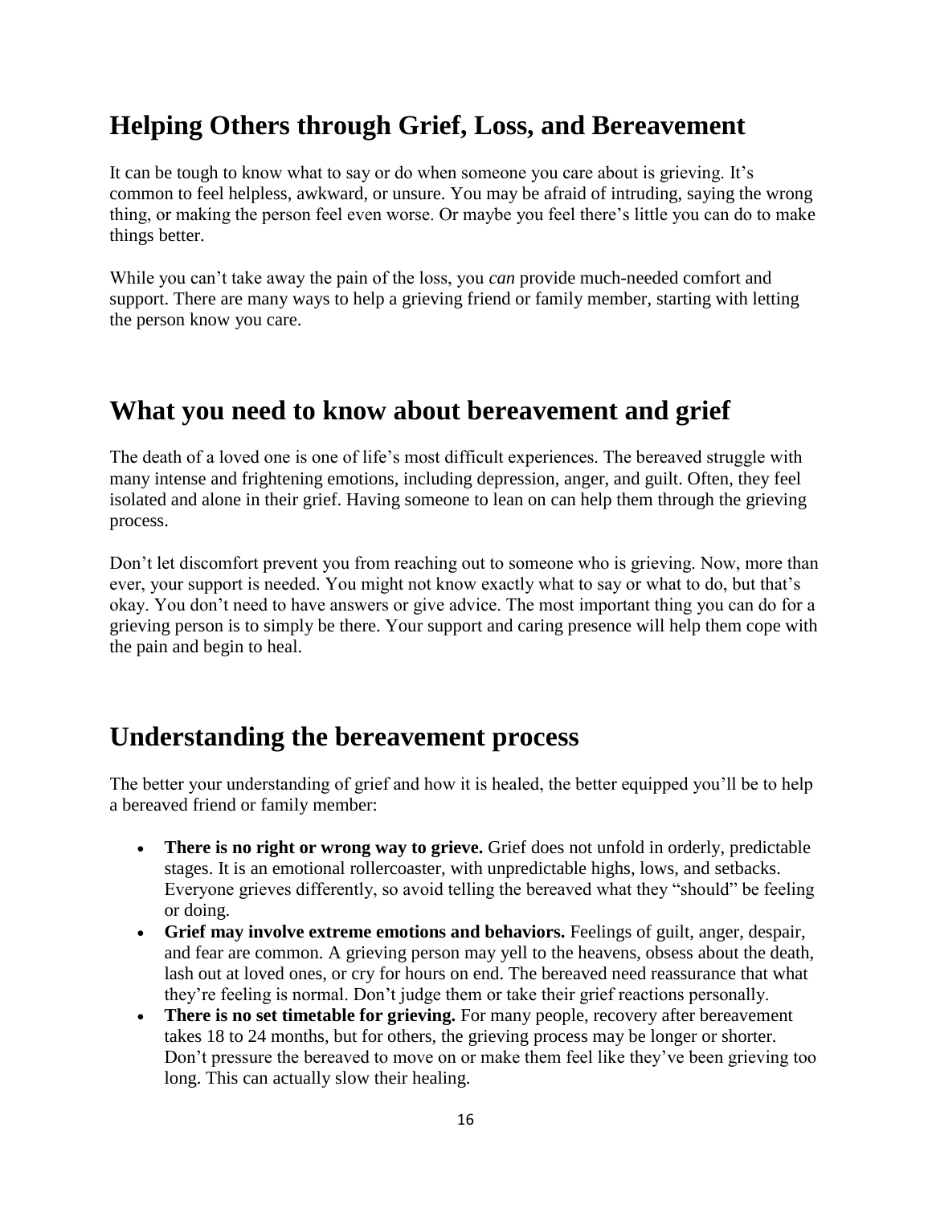## Helping Others through Grief, Loss, and Bereavement

It can be tough to know what to say or do when someone you care about is grieving. It's common to feel helpless, awkward, or unsure. You may be afraid of intruding, saying the wrong thing, or making the person feel even worse. Or maybe you feel there's little you can do to make things better.

While you can't take away the pain of the loss, you *can* provide much-needed comfort and support. There are many ways to help a grieving friend or family member, starting with letting the person know you care.

## What you need to know about bereavement and grief

The death of a loved one is one of life's most difficult experiences. The bereaved struggle with many intense and frightening emotions, including depression, anger, and guilt. Often, they feel isolated and alone in their grief. Having someone to lean on can help them through the grieving process.

Don't let discomfort prevent you from reaching out to someone who is grieving. Now, more than ever, your support is needed. You might not know exactly what to say or what to do, but that's okay. You don't need to have answers or give advice. The most important thing you can do for a grieving person is to simply be there. Your support and caring presence will help them cope with the pain and begin to heal.

## Understanding the bereavement process

The better your understanding of grief and how it is healed, the better equipped you'll be to help a bereaved friend or family member:

- **There is no right or wrong way to grieve.** Grief does not unfold in orderly, predictable stages. It is an emotional rollercoaster, with unpredictable highs, lows, and setbacks. Everyone grieves differently, so avoid telling the bereaved what they "should" be feeling or doing.
- **Grief may involve extreme emotions and behaviors.** Feelings of guilt, anger, despair, and fear are common. A grieving person may yell to the heavens, obsess about the death, lash out at loved ones, or cry for hours on end. The bereaved need reassurance that what they're feeling is normal. Don't judge them or take their grief reactions personally.
- **There is no set timetable for grieving.** For many people, recovery after bereavement takes 18 to 24 months, but for others, the grieving process may be longer or shorter. Don't pressure the bereaved to move on or make them feel like they've been grieving too long. This can actually slow their healing.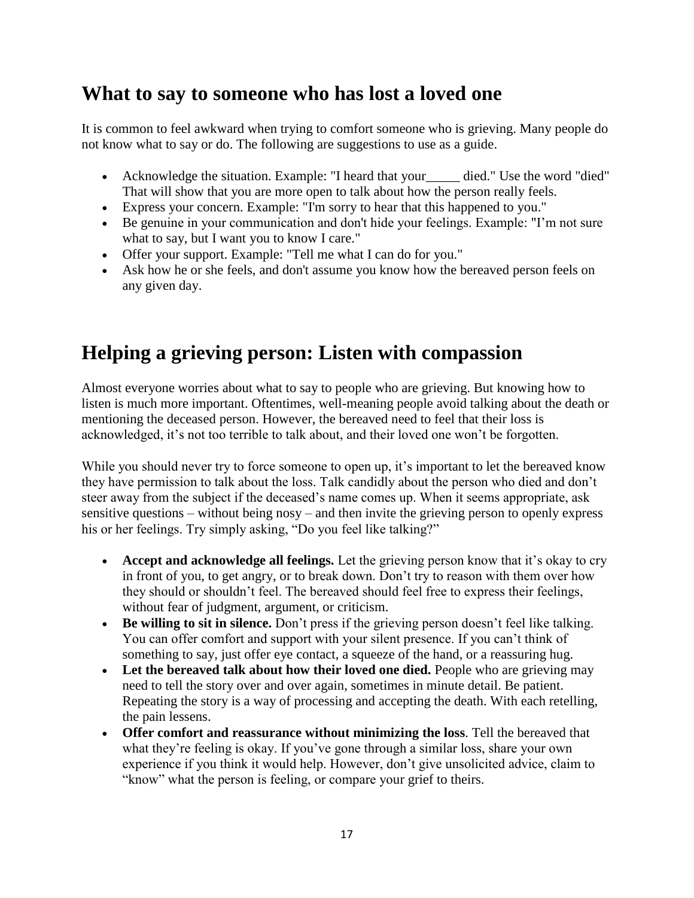## What to say to someone who has lost a loved one

It is common to feel awkward when trying to comfort someone who is grieving. Many people do not know what to say or do. The following are suggestions to use as a guide.

- Acknowledge the situation. Example: "I heard that your_____ died." Use the word "died" That will show that you are more open to talk about how the person really feels.
- Express your concern. Example: "I'm sorry to hear that this happened to you."
- Be genuine in your communication and don't hide your feelings. Example: "I'm not sure what to say, but I want you to know I care."
- Offer your support. Example: "Tell me what I can do for you."
- Ask how he or she feels, and don't assume you know how the bereaved person feels on any given day.

## Helping a grieving person: Listen with compassion

Almost everyone worries about what to say to people who are grieving. But knowing how to listen is much more important. Oftentimes, well-meaning people avoid talking about the death or mentioning the deceased person. However, the bereaved need to feel that their loss is acknowledged, it's not too terrible to talk about, and their loved one won't be forgotten.

While you should never try to force someone to open up, it's important to let the bereaved know they have permission to talk about the loss. Talk candidly about the person who died and don't steer away from the subject if the deceased's name comes up. When it seems appropriate, ask sensitive questions – without being nosy – and then invite the grieving person to openly express his or her feelings. Try simply asking, "Do you feel like talking?"

- **Accept and acknowledge all feelings.** Let the grieving person know that it's okay to cry in front of you, to get angry, or to break down. Don't try to reason with them over how they should or shouldn't feel. The bereaved should feel free to express their feelings, without fear of judgment, argument, or criticism.
- **Be willing to sit in silence.** Don't press if the grieving person doesn't feel like talking. You can offer comfort and support with your silent presence. If you can't think of something to say, just offer eye contact, a squeeze of the hand, or a reassuring hug.
- **Let the bereaved talk about how their loved one died.** People who are grieving may need to tell the story over and over again, sometimes in minute detail. Be patient. Repeating the story is a way of processing and accepting the death. With each retelling, the pain lessens.
- **Offer comfort and reassurance without minimizing the loss**. Tell the bereaved that what they're feeling is okay. If you've gone through a similar loss, share your own experience if you think it would help. However, don't give unsolicited advice, claim to "know" what the person is feeling, or compare your grief to theirs.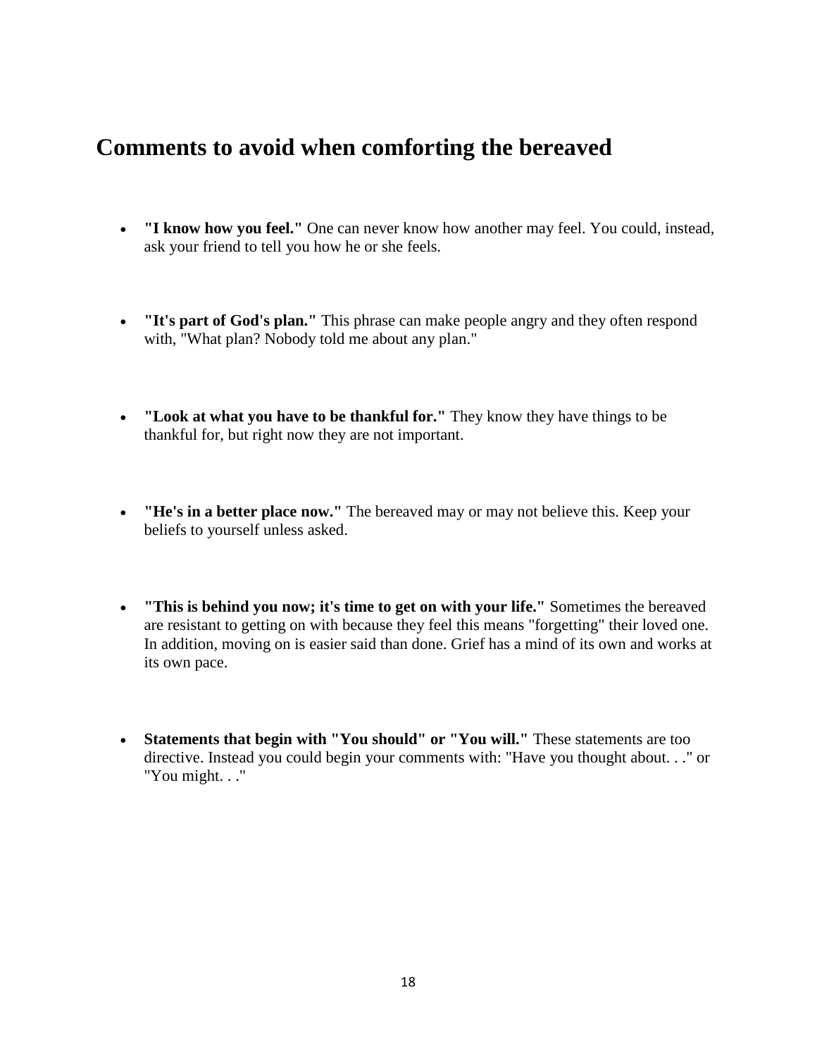## Comments to avoid when comforting the bereaved

- **"I know how you feel."** One can never know how another may feel. You could, instead, ask your friend to tell you how he or she feels.

- **"It's part of God's plan."** This phrase can make people angry and they often respond with, "What plan? Nobody told me about any plan."

- **"Look at what you have to be thankful for."** They know they have things to be thankful for, but right now they are not important.

- **"He's in a better place now."** The bereaved may or may not believe this. Keep your beliefs to yourself unless asked.

- **"This is behind you now; it's time to get on with your life."** Sometimes the bereaved are resistant to getting on with because they feel this means "forgetting" their loved one. In addition, moving on is easier said than done. Grief has a mind of its own and works at its own pace.

- **Statements that begin with "You should" or "You will."** These statements are too directive. Instead you could begin your comments with: "Have you thought about. . ." or "You might. . ."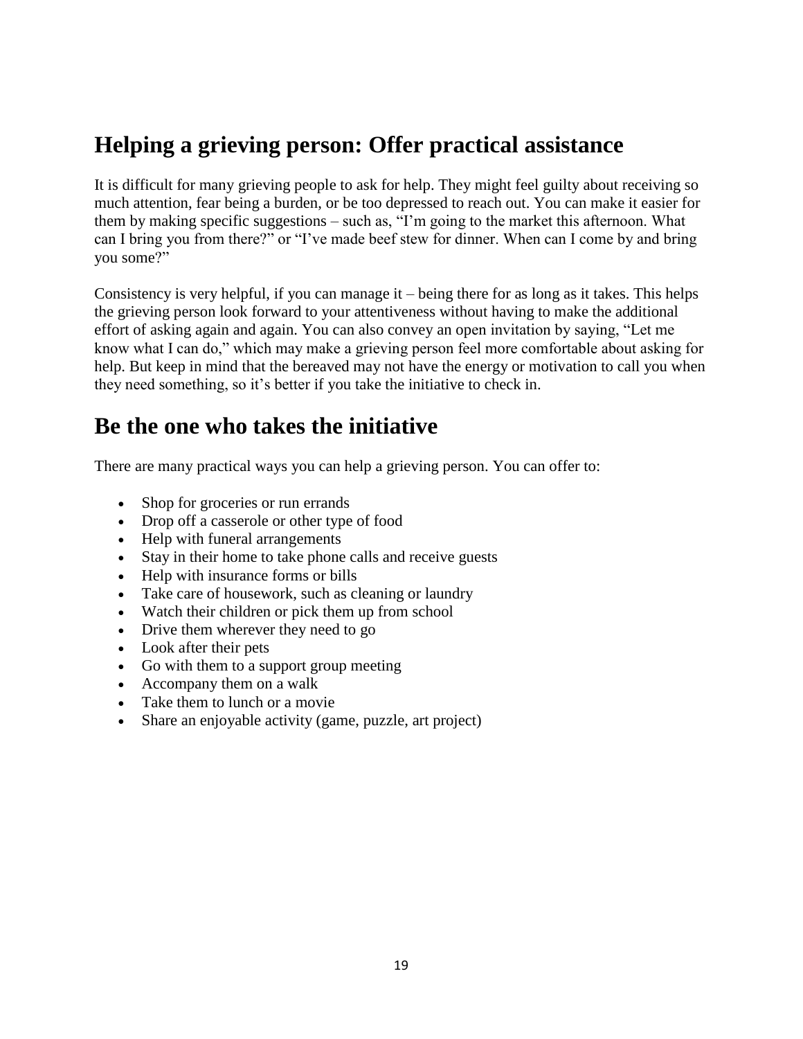## Helping a grieving person: Offer practical assistance

It is difficult for many grieving people to ask for help. They might feel guilty about receiving so much attention, fear being a burden, or be too depressed to reach out. You can make it easier for them by making specific suggestions – such as, "I'm going to the market this afternoon. What can I bring you from there?" or "I've made beef stew for dinner. When can I come by and bring you some?"

Consistency is very helpful, if you can manage it – being there for as long as it takes. This helps the grieving person look forward to your attentiveness without having to make the additional effort of asking again and again. You can also convey an open invitation by saying, "Let me know what I can do," which may make a grieving person feel more comfortable about asking for help. But keep in mind that the bereaved may not have the energy or motivation to call you when they need something, so it's better if you take the initiative to check in.

## Be the one who takes the initiative

There are many practical ways you can help a grieving person. You can offer to:

- Shop for groceries or run errands
- Drop off a casserole or other type of food
- Help with funeral arrangements
- Stay in their home to take phone calls and receive guests
- Help with insurance forms or bills
- Take care of housework, such as cleaning or laundry
- Watch their children or pick them up from school
- Drive them wherever they need to go
- Look after their pets
- Go with them to a support group meeting
- Accompany them on a walk
- Take them to lunch or a movie
- Share an enjoyable activity (game, puzzle, art project)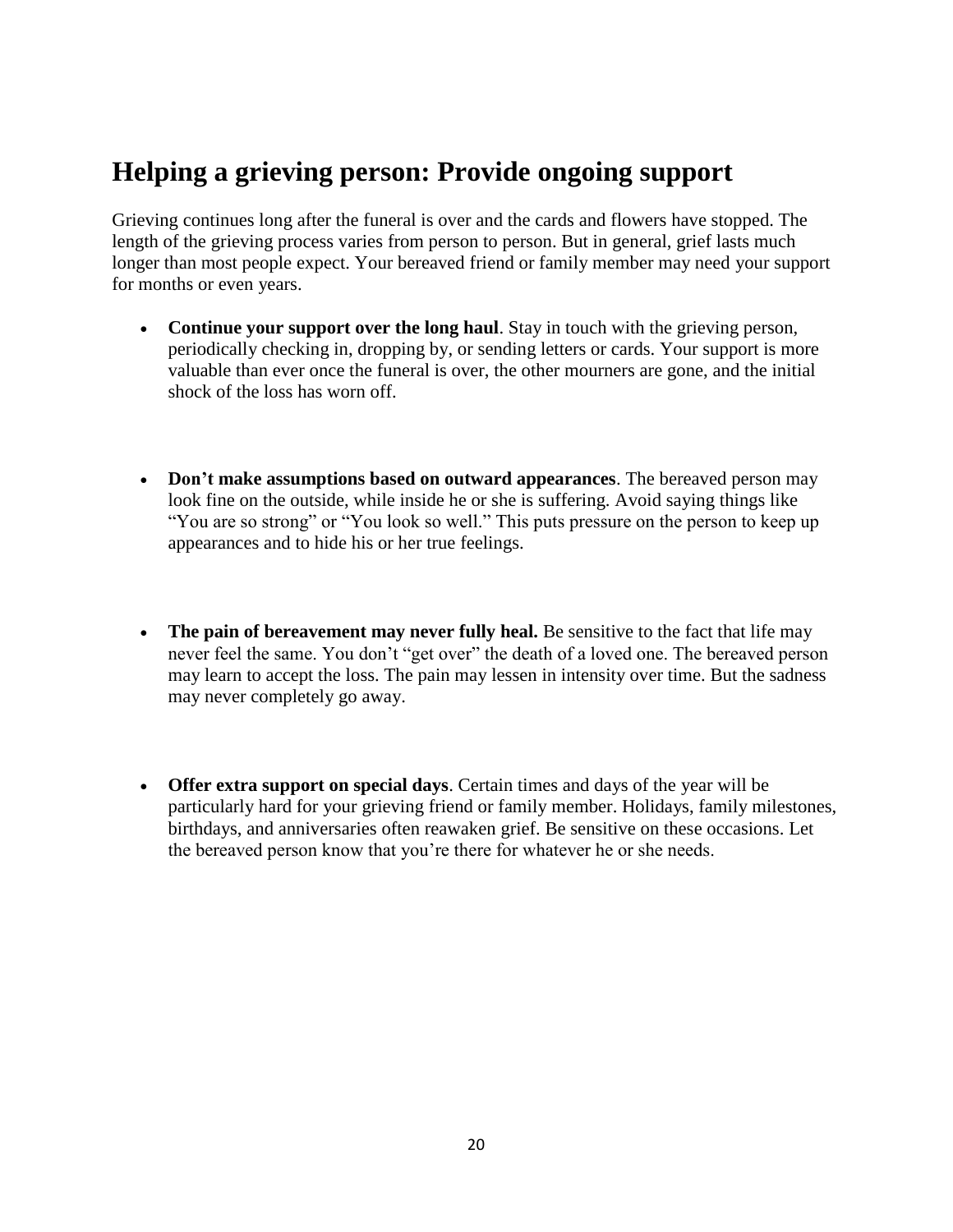## Helping a grieving person: Provide ongoing support

Grieving continues long after the funeral is over and the cards and flowers have stopped. The length of the grieving process varies from person to person. But in general, grief lasts much longer than most people expect. Your bereaved friend or family member may need your support for months or even years.

- **Continue your support over the long haul**. Stay in touch with the grieving person, periodically checking in, dropping by, or sending letters or cards. Your support is more valuable than ever once the funeral is over, the other mourners are gone, and the initial shock of the loss has worn off.

- **Don't make assumptions based on outward appearances**. The bereaved person may look fine on the outside, while inside he or she is suffering. Avoid saying things like "You are so strong" or "You look so well." This puts pressure on the person to keep up appearances and to hide his or her true feelings.

- **The pain of bereavement may never fully heal.** Be sensitive to the fact that life may never feel the same. You don't "get over" the death of a loved one. The bereaved person may learn to accept the loss. The pain may lessen in intensity over time. But the sadness may never completely go away.

- **Offer extra support on special days**. Certain times and days of the year will be particularly hard for your grieving friend or family member. Holidays, family milestones, birthdays, and anniversaries often reawaken grief. Be sensitive on these occasions. Let the bereaved person know that you're there for whatever he or she needs.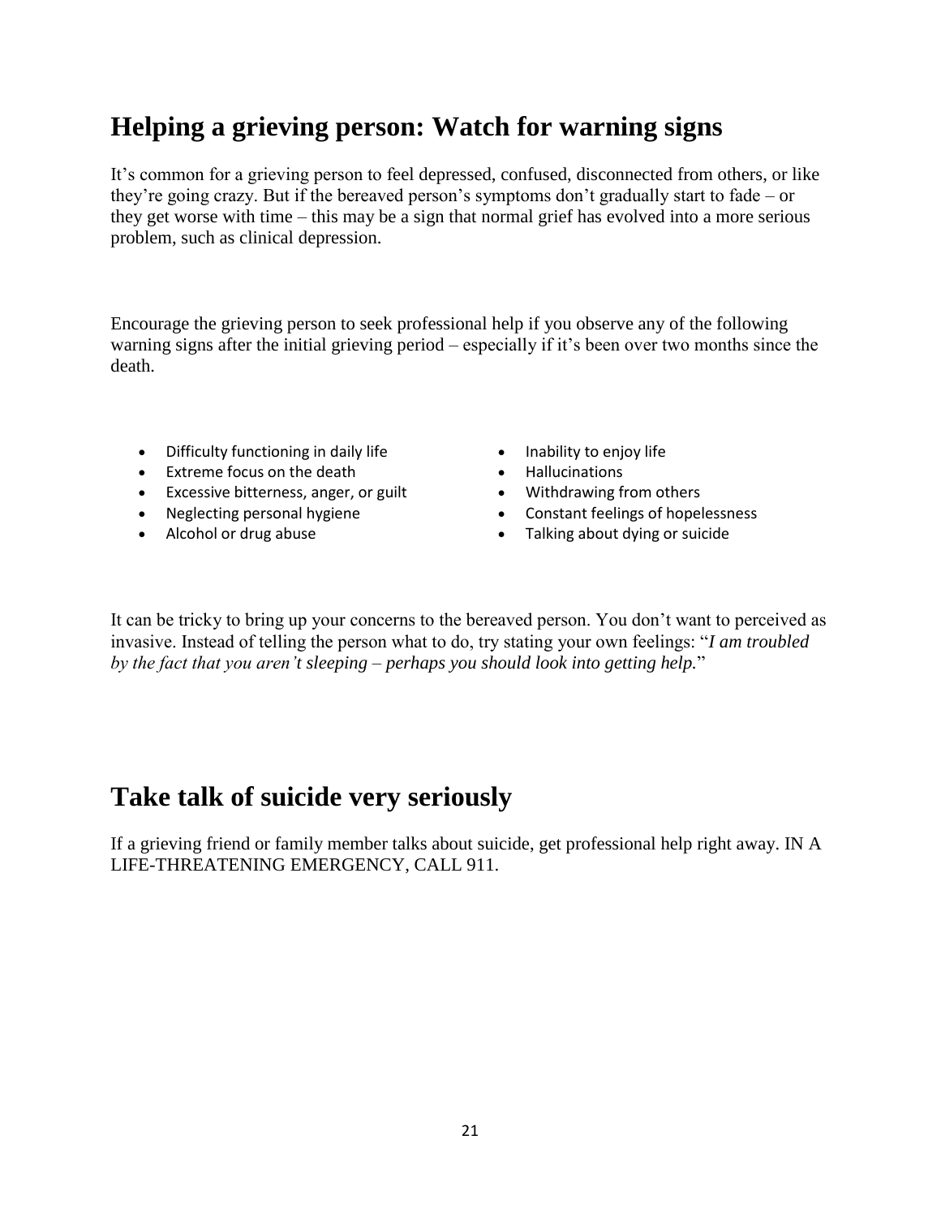## Helping a grieving person: Watch for warning signs

It's common for a grieving person to feel depressed, confused, disconnected from others, or like they're going crazy. But if the bereaved person's symptoms don't gradually start to fade – or they get worse with time – this may be a sign that normal grief has evolved into a more serious problem, such as clinical depression.

Encourage the grieving person to seek professional help if you observe any of the following warning signs after the initial grieving period – especially if it's been over two months since the death.

- Difficulty functioning in daily life
- Extreme focus on the death
- Excessive bitterness, anger, or guilt
- Neglecting personal hygiene
- Alcohol or drug abuse
- Inability to enjoy life
- Hallucinations
- Withdrawing from others
- Constant feelings of hopelessness
- Talking about dying or suicide

It can be tricky to bring up your concerns to the bereaved person. You don't want to perceived as invasive. Instead of telling the person what to do, try stating your own feelings: "*I am troubled by the fact that you aren't sleeping – perhaps you should look into getting help.*"

## Take talk of suicide very seriously

If a grieving friend or family member talks about suicide, get professional help right away. IN A LIFE-THREATENING EMERGENCY, CALL 911.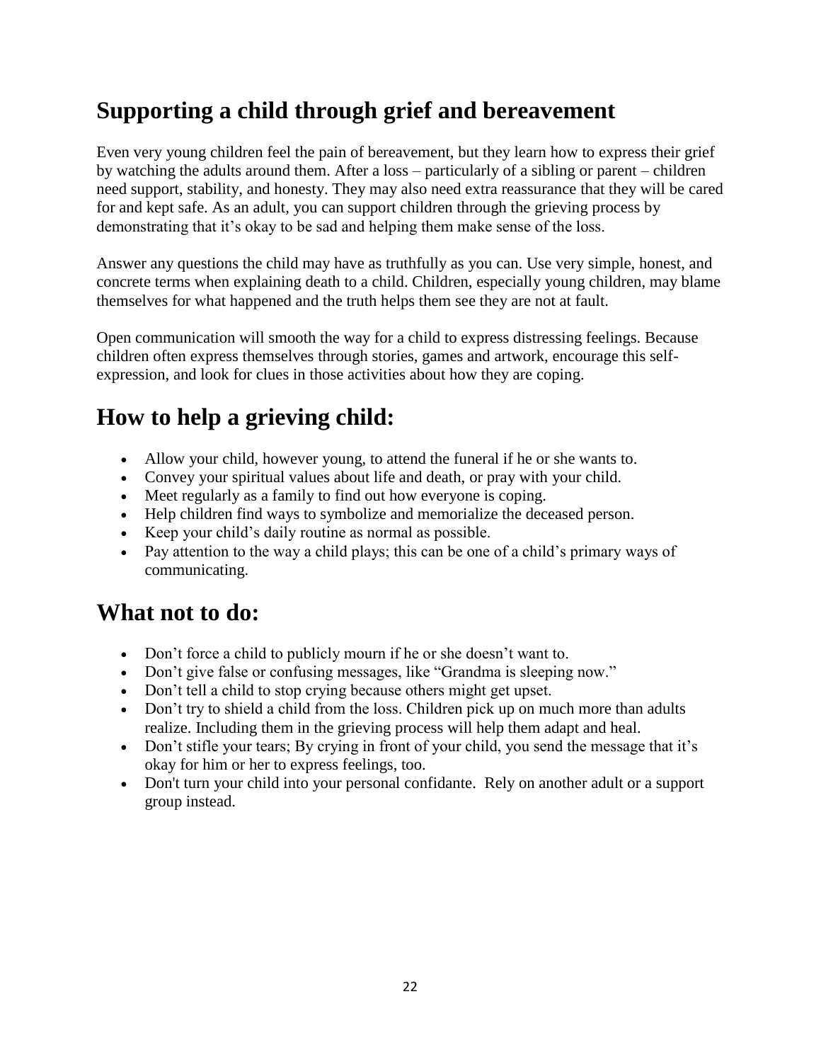## Supporting a child through grief and bereavement

Even very young children feel the pain of bereavement, but they learn how to express their grief by watching the adults around them. After a loss – particularly of a sibling or parent – children need support, stability, and honesty. They may also need extra reassurance that they will be cared for and kept safe. As an adult, you can support children through the grieving process by demonstrating that it's okay to be sad and helping them make sense of the loss.

Answer any questions the child may have as truthfully as you can. Use very simple, honest, and concrete terms when explaining death to a child. Children, especially young children, may blame themselves for what happened and the truth helps them see they are not at fault.

Open communication will smooth the way for a child to express distressing feelings. Because children often express themselves through stories, games and artwork, encourage this self-expression, and look for clues in those activities about how they are coping.

## How to help a grieving child:

- Allow your child, however young, to attend the funeral if he or she wants to.
- Convey your spiritual values about life and death, or pray with your child.
- Meet regularly as a family to find out how everyone is coping.
- Help children find ways to symbolize and memorialize the deceased person.
- Keep your child's daily routine as normal as possible.
- Pay attention to the way a child plays; this can be one of a child's primary ways of communicating.

## What not to do:

- Don't force a child to publicly mourn if he or she doesn't want to.
- Don't give false or confusing messages, like "Grandma is sleeping now."
- Don't tell a child to stop crying because others might get upset.
- Don't try to shield a child from the loss. Children pick up on much more than adults realize. Including them in the grieving process will help them adapt and heal.
- Don't stifle your tears; By crying in front of your child, you send the message that it's okay for him or her to express feelings, too.
- Don't turn your child into your personal confidante. Rely on another adult or a support group instead.